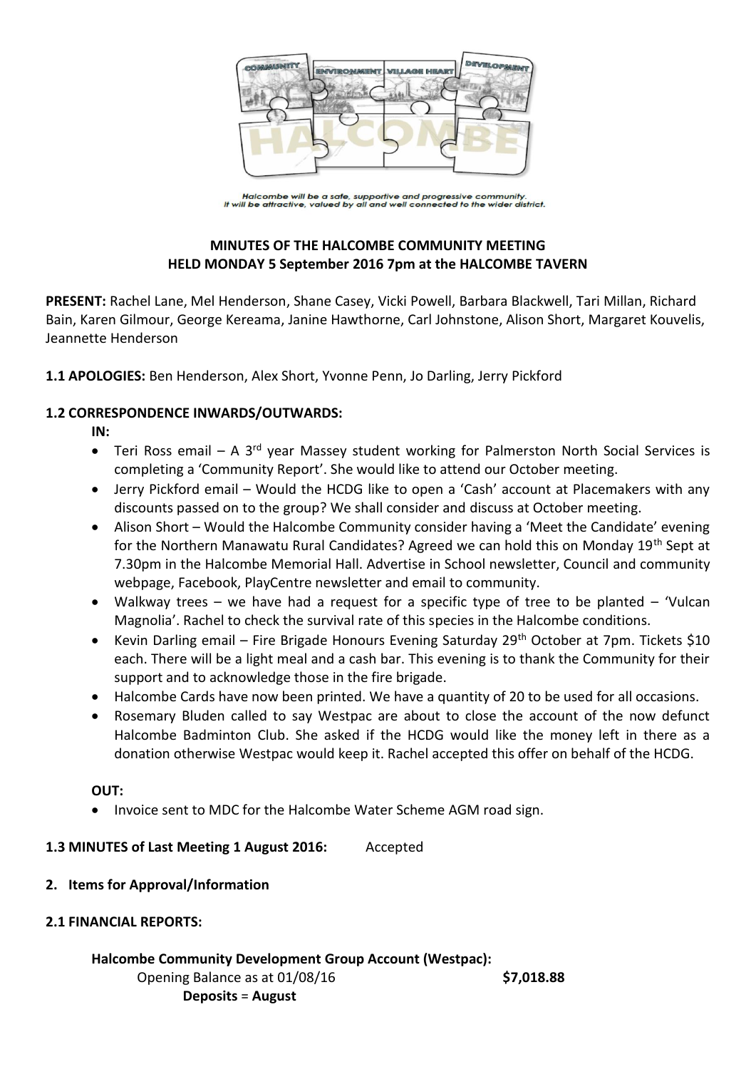Halcombe will be a safe, supportive and progressive community.
It will be attractive, valued by all and well connected to the wider district.

**MINUTES OF THE HALCOMBE COMMUNITY MEETING**
**HELD MONDAY 5 September 2016 7pm at the HALCOMBE TAVERN**

**PRESENT:** Rachel Lane, Mel Henderson, Shane Casey, Vicki Powell, Barbara Blackwell, Tari Millan, Richard Bain, Karen Gilmour, George Kereama, Janine Hawthorne, Carl Johnstone, Alison Short, Margaret Kouvelis, Jeannette Henderson

**1.1 APOLOGIES:** Ben Henderson, Alex Short, Yvonne Penn, Jo Darling, Jerry Pickford

**1.2 CORRESPONDENCE INWARDS/OUTWARDS:**

**IN:**

- Teri Ross email – A 3rd year Massey student working for Palmerston North Social Services is completing a 'Community Report'. She would like to attend our October meeting.
- Jerry Pickford email – Would the HCDG like to open a 'Cash' account at Placemakers with any discounts passed on to the group? We shall consider and discuss at October meeting.
- Alison Short – Would the Halcombe Community consider having a 'Meet the Candidate' evening for the Northern Manawatu Rural Candidates? Agreed we can hold this on Monday 19th Sept at 7.30pm in the Halcombe Memorial Hall. Advertise in School newsletter, Council and community webpage, Facebook, PlayCentre newsletter and email to community.
- Walkway trees – we have had a request for a specific type of tree to be planted – 'Vulcan Magnolia'. Rachel to check the survival rate of this species in the Halcombe conditions.
- Kevin Darling email – Fire Brigade Honours Evening Saturday 29th October at 7pm. Tickets $10 each. There will be a light meal and a cash bar. This evening is to thank the Community for their support and to acknowledge those in the fire brigade.
- Halcombe Cards have now been printed. We have a quantity of 20 to be used for all occasions.
- Rosemary Bluden called to say Westpac are about to close the account of the now defunct Halcombe Badminton Club. She asked if the HCDG would like the money left in there as a donation otherwise Westpac would keep it. Rachel accepted this offer on behalf of the HCDG.

**OUT:**

- Invoice sent to MDC for the Halcombe Water Scheme AGM road sign.

**1.3 MINUTES of Last Meeting 1 August 2016:** Accepted

**2. Items for Approval/Information**

**2.1 FINANCIAL REPORTS:**

**Halcombe Community Development Group Account (Westpac):**

Opening Balance as at 01/08/16 **$7,018.88**

**Deposits** = **August**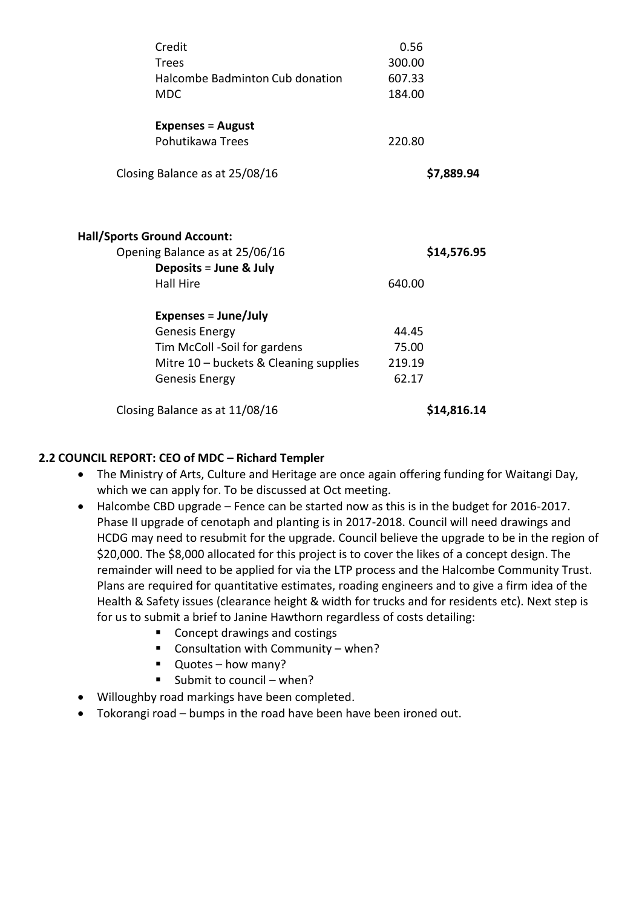| | | |
|---|---|---|
| Credit | 0.56 | |
| Trees | 300.00 | |
| Halcombe Badminton Cub donation | 607.33 | |
| MDC | 184.00 | |
| **Expenses** = **August** | | |
| Pohutikawa Trees | 220.80 | |
| Closing Balance as at 25/08/16 | | **$7,889.94** |

**Hall/Sports Ground Account:**

| | | |
|---|---|---|
| Opening Balance as at 25/06/16 | | **$14,576.95** |
| **Deposits** = **June & July** | | |
| Hall Hire | 640.00 | |
| **Expenses** = **June/July** | | |
| Genesis Energy | 44.45 | |
| Tim McColl -Soil for gardens | 75.00 | |
| Mitre 10 – buckets & Cleaning supplies | 219.19 | |
| Genesis Energy | 62.17 | |
| Closing Balance as at 11/08/16 | | **$14,816.14** |

**2.2 COUNCIL REPORT: CEO of MDC – Richard Templer**

- The Ministry of Arts, Culture and Heritage are once again offering funding for Waitangi Day, which we can apply for. To be discussed at Oct meeting.
- Halcombe CBD upgrade – Fence can be started now as this is in the budget for 2016-2017. Phase II upgrade of cenotaph and planting is in 2017-2018. Council will need drawings and HCDG may need to resubmit for the upgrade. Council believe the upgrade to be in the region of $20,000. The $8,000 allocated for this project is to cover the likes of a concept design. The remainder will need to be applied for via the LTP process and the Halcombe Community Trust. Plans are required for quantitative estimates, roading engineers and to give a firm idea of the Health & Safety issues (clearance height & width for trucks and for residents etc). Next step is for us to submit a brief to Janine Hawthorn regardless of costs detailing:
  - Concept drawings and costings
  - Consultation with Community – when?
  - Quotes – how many?
  - Submit to council – when?
- Willoughby road markings have been completed.
- Tokorangi road – bumps in the road have been have been ironed out.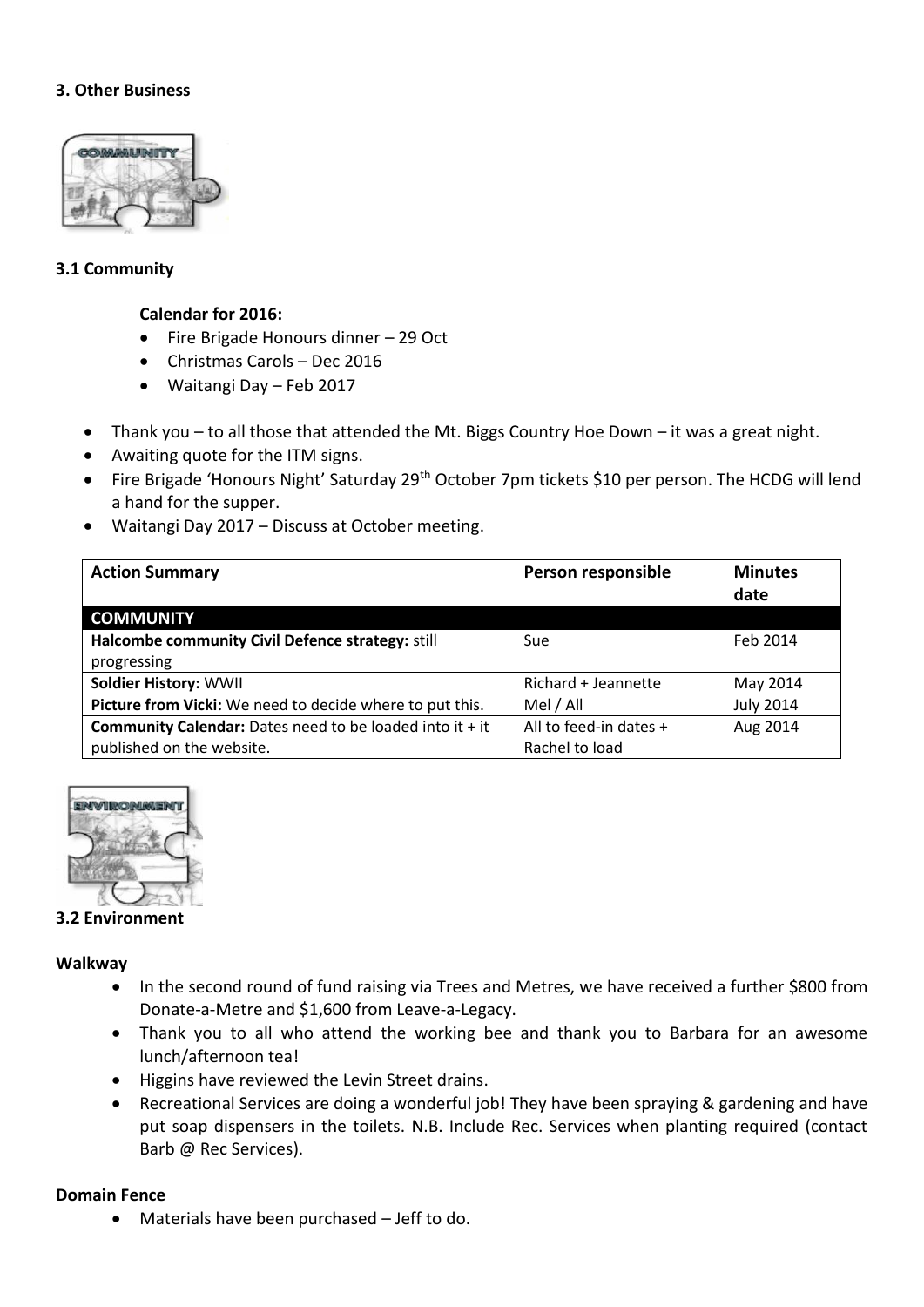## 3. Other Business

### 3.1 Community

**Calendar for 2016:**

- Fire Brigade Honours dinner – 29 Oct
- Christmas Carols – Dec 2016
- Waitangi Day – Feb 2017

- Thank you – to all those that attended the Mt. Biggs Country Hoe Down – it was a great night.
- Awaiting quote for the ITM signs.
- Fire Brigade 'Honours Night' Saturday 29th October 7pm tickets $10 per person. The HCDG will lend a hand for the supper.
- Waitangi Day 2017 – Discuss at October meeting.

| Action Summary | Person responsible | Minutes date |
| --- | --- | --- |
| **COMMUNITY** | | |
| **Halcombe community Civil Defence strategy:** still progressing | Sue | Feb 2014 |
| **Soldier History:** WWII | Richard + Jeannette | May 2014 |
| **Picture from Vicki:** We need to decide where to put this. | Mel / All | July 2014 |
| **Community Calendar:** Dates need to be loaded into it + it published on the website. | All to feed-in dates + Rachel to load | Aug 2014 |

### 3.2 Environment

**Walkway**

- In the second round of fund raising via Trees and Metres, we have received a further $800 from Donate-a-Metre and $1,600 from Leave-a-Legacy.
- Thank you to all who attend the working bee and thank you to Barbara for an awesome lunch/afternoon tea!
- Higgins have reviewed the Levin Street drains.
- Recreational Services are doing a wonderful job! They have been spraying & gardening and have put soap dispensers in the toilets. N.B. Include Rec. Services when planting required (contact Barb @ Rec Services).

**Domain Fence**

- Materials have been purchased – Jeff to do.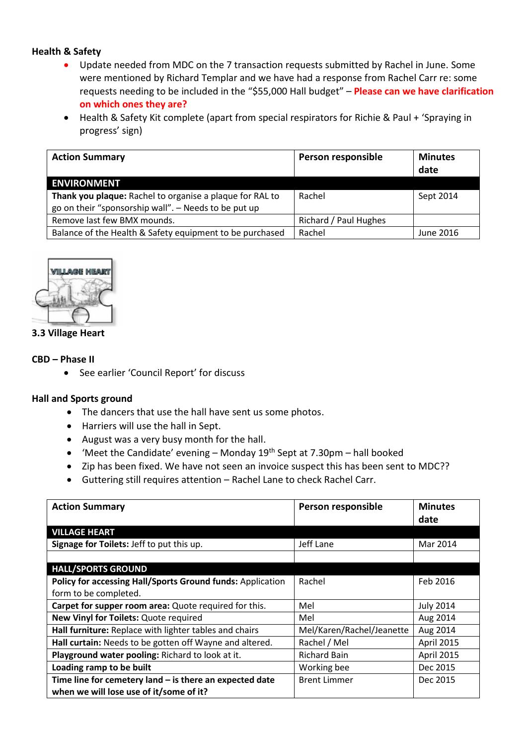**Health & Safety**

- Update needed from MDC on the 7 transaction requests submitted by Rachel in June. Some were mentioned by Richard Templar and we have had a response from Rachel Carr re: some requests needing to be included in the "$55,000 Hall budget" – **Please can we have clarification on which ones they are?**
- Health & Safety Kit complete (apart from special respirators for Richie & Paul + 'Spraying in progress' sign)

| Action Summary | Person responsible | Minutes date |
|---|---|---|
| **ENVIRONMENT** | | |
| **Thank you plaque:** Rachel to organise a plaque for RAL to go on their "sponsorship wall". – Needs to be put up | Rachel | Sept 2014 |
| Remove last few BMX mounds. | Richard / Paul Hughes | |
| Balance of the Health & Safety equipment to be purchased | Rachel | June 2016 |

### 3.3 Village Heart

**CBD – Phase II**

- See earlier 'Council Report' for discuss

**Hall and Sports ground**

- The dancers that use the hall have sent us some photos.
- Harriers will use the hall in Sept.
- August was a very busy month for the hall.
- 'Meet the Candidate' evening – Monday 19th Sept at 7.30pm – hall booked
- Zip has been fixed. We have not seen an invoice suspect this has been sent to MDC??
- Guttering still requires attention – Rachel Lane to check Rachel Carr.

| Action Summary | Person responsible | Minutes date |
|---|---|---|
| **VILLAGE HEART** | | |
| **Signage for Toilets:** Jeff to put this up. | Jeff Lane | Mar 2014 |
| | | |
| **HALL/SPORTS GROUND** | | |
| **Policy for accessing Hall/Sports Ground funds:** Application form to be completed. | Rachel | Feb 2016 |
| **Carpet for supper room area:** Quote required for this. | Mel | July 2014 |
| **New Vinyl for Toilets:** Quote required | Mel | Aug 2014 |
| **Hall furniture:** Replace with lighter tables and chairs | Mel/Karen/Rachel/Jeanette | Aug 2014 |
| **Hall curtain:** Needs to be gotten off Wayne and altered. | Rachel / Mel | April 2015 |
| **Playground water pooling:** Richard to look at it. | Richard Bain | April 2015 |
| **Loading ramp to be built** | Working bee | Dec 2015 |
| **Time line for cemetery land – is there an expected date when we will lose use of it/some of it?** | Brent Limmer | Dec 2015 |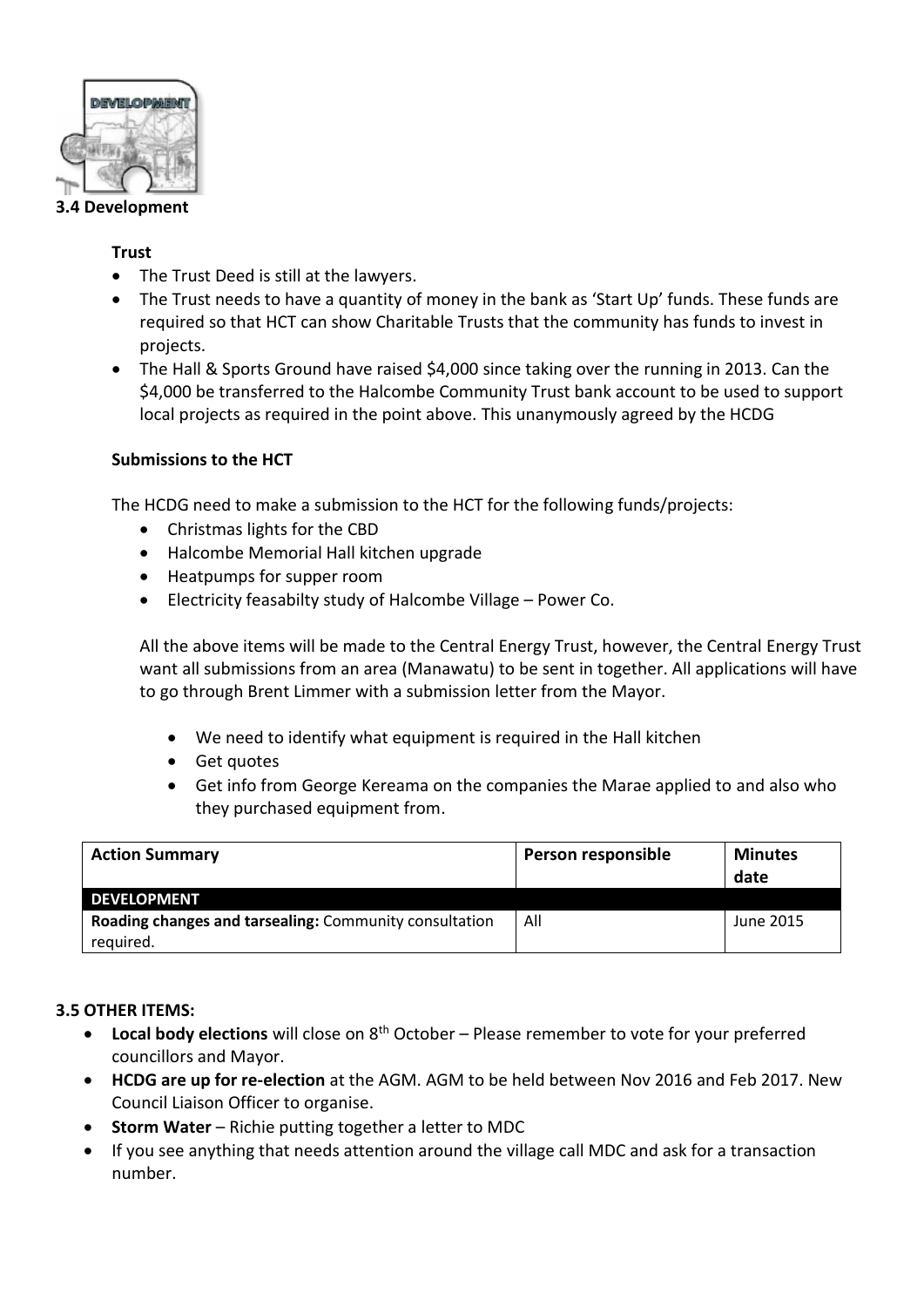### 3.4 Development

**Trust**

- The Trust Deed is still at the lawyers.
- The Trust needs to have a quantity of money in the bank as 'Start Up' funds. These funds are required so that HCT can show Charitable Trusts that the community has funds to invest in projects.
- The Hall & Sports Ground have raised $4,000 since taking over the running in 2013. Can the $4,000 be transferred to the Halcombe Community Trust bank account to be used to support local projects as required in the point above. This unanymously agreed by the HCDG

**Submissions to the HCT**

The HCDG need to make a submission to the HCT for the following funds/projects:

- Christmas lights for the CBD
- Halcombe Memorial Hall kitchen upgrade
- Heatpumps for supper room
- Electricity feasabilty study of Halcombe Village – Power Co.

All the above items will be made to the Central Energy Trust, however, the Central Energy Trust want all submissions from an area (Manawatu) to be sent in together. All applications will have to go through Brent Limmer with a submission letter from the Mayor.

- We need to identify what equipment is required in the Hall kitchen
- Get quotes
- Get info from George Kereama on the companies the Marae applied to and also who they purchased equipment from.

| Action Summary | Person responsible | Minutes date |
|---|---|---|
| **DEVELOPMENT** | | |
| **Roading changes and tarsealing:** Community consultation required. | All | June 2015 |

### 3.5 OTHER ITEMS:

- **Local body elections** will close on 8th October – Please remember to vote for your preferred councillors and Mayor.
- **HCDG are up for re-election** at the AGM. AGM to be held between Nov 2016 and Feb 2017. New Council Liaison Officer to organise.
- **Storm Water** – Richie putting together a letter to MDC
- If you see anything that needs attention around the village call MDC and ask for a transaction number.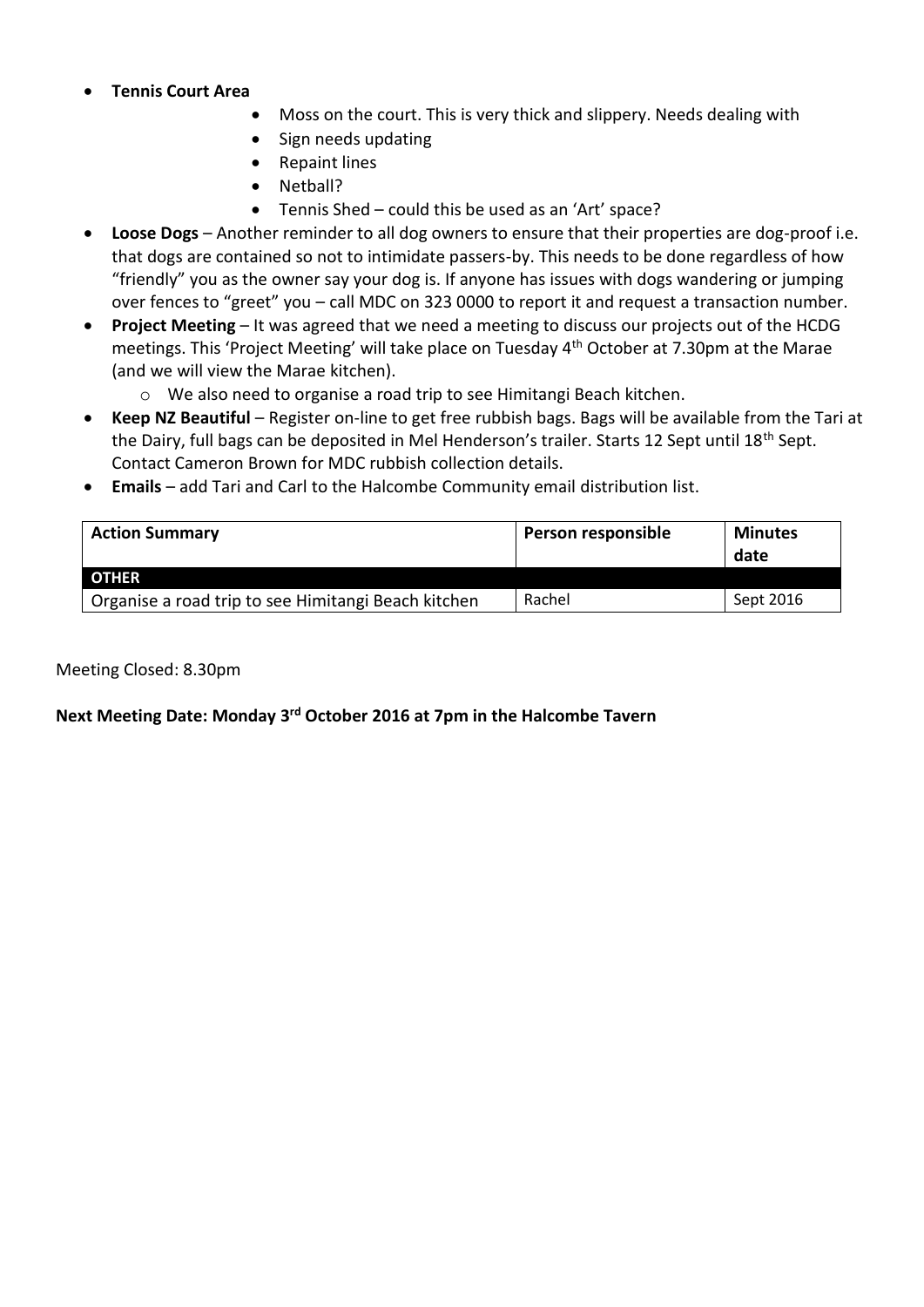- **Tennis Court Area**
  - Moss on the court. This is very thick and slippery. Needs dealing with
  - Sign needs updating
  - Repaint lines
  - Netball?
  - Tennis Shed – could this be used as an 'Art' space?
- **Loose Dogs** – Another reminder to all dog owners to ensure that their properties are dog-proof i.e. that dogs are contained so not to intimidate passers-by. This needs to be done regardless of how "friendly" you as the owner say your dog is. If anyone has issues with dogs wandering or jumping over fences to "greet" you – call MDC on 323 0000 to report it and request a transaction number.
- **Project Meeting** – It was agreed that we need a meeting to discuss our projects out of the HCDG meetings. This 'Project Meeting' will take place on Tuesday 4th October at 7.30pm at the Marae (and we will view the Marae kitchen).
  - We also need to organise a road trip to see Himitangi Beach kitchen.
- **Keep NZ Beautiful** – Register on-line to get free rubbish bags. Bags will be available from the Tari at the Dairy, full bags can be deposited in Mel Henderson's trailer. Starts 12 Sept until 18th Sept. Contact Cameron Brown for MDC rubbish collection details.
- **Emails** – add Tari and Carl to the Halcombe Community email distribution list.

| Action Summary | Person responsible | Minutes date |
|---|---|---|
| **OTHER** | | |
| Organise a road trip to see Himitangi Beach kitchen | Rachel | Sept 2016 |

Meeting Closed: 8.30pm

**Next Meeting Date: Monday 3rd October 2016 at 7pm in the Halcombe Tavern**